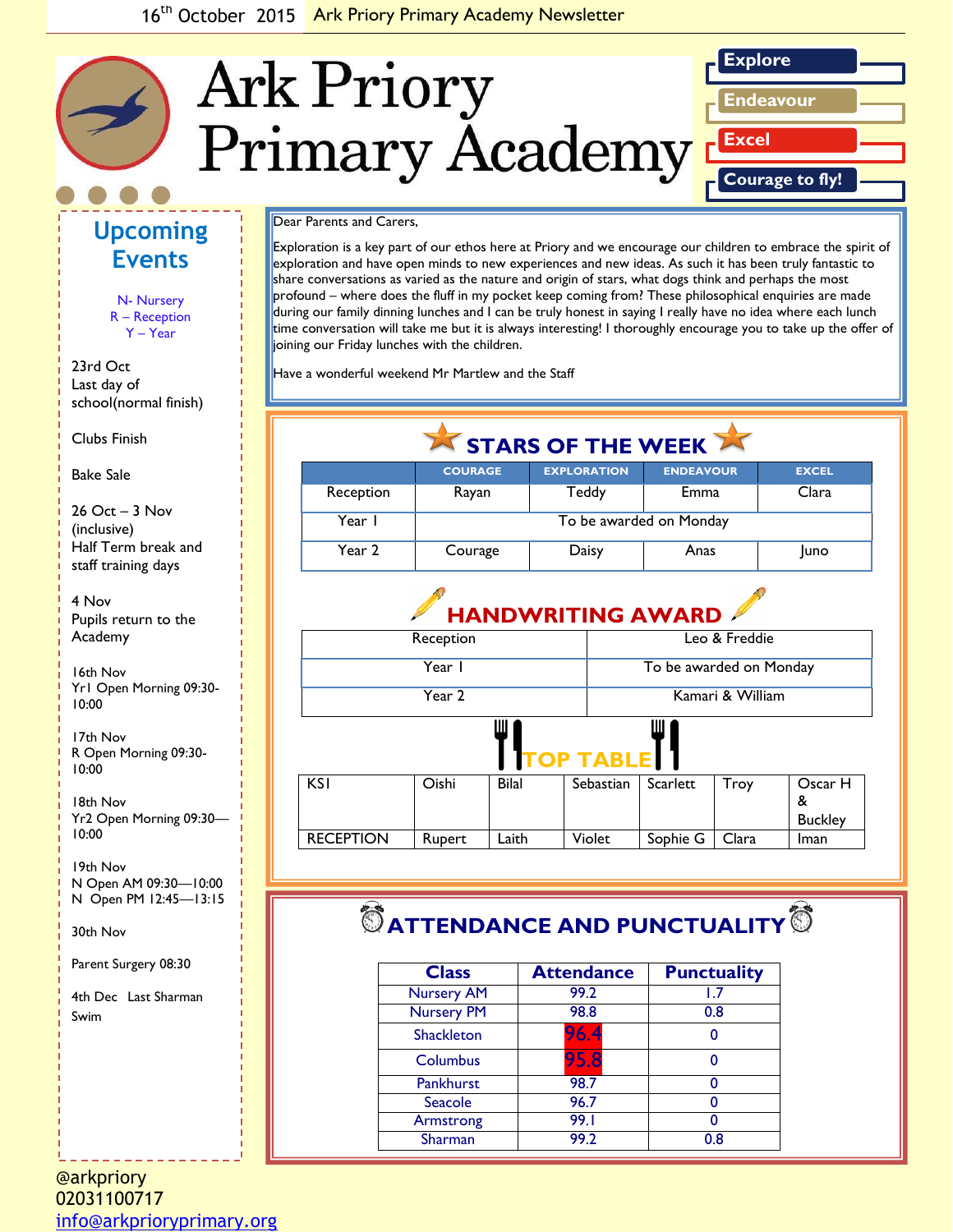16th October 2015 Ark Priory Primary Academy Newsletter

# Ark Priory Primary Academy

**Explore**
**Endeavour**
**Excel**
**Courage to fly!**

## Upcoming Events

N- Nursery
R – Reception
Y – Year

23rd Oct
Last day of school(normal finish)

Clubs Finish

Bake Sale

26 Oct – 3 Nov (inclusive)
Half Term break and staff training days

4 Nov
Pupils return to the Academy

16th Nov
Yr1 Open Morning 09:30-10:00

17th Nov
R Open Morning 09:30-10:00

18th Nov
Yr2 Open Morning 09:30—10:00

19th Nov
N Open AM 09:30—10:00
N Open PM 12:45—13:15

30th Nov

Parent Surgery 08:30

4th Dec Last Sharman Swim

---

Dear Parents and Carers,

Exploration is a key part of our ethos here at Priory and we encourage our children to embrace the spirit of exploration and have open minds to new experiences and new ideas. As such it has been truly fantastic to share conversations as varied as the nature and origin of stars, what dogs think and perhaps the most profound – where does the fluff in my pocket keep coming from? These philosophical enquiries are made during our family dinning lunches and I can be truly honest in saying I really have no idea where each lunch time conversation will take me but it is always interesting! I thoroughly encourage you to take up the offer of joining our Friday lunches with the children.

Have a wonderful weekend Mr Martlew and the Staff

## STARS OF THE WEEK

| | COURAGE | EXPLORATION | ENDEAVOUR | EXCEL |
|---|---|---|---|---|
| Reception | Rayan | Teddy | Emma | Clara |
| Year 1 | To be awarded on Monday | | | |
| Year 2 | Courage | Daisy | Anas | Juno |

## HANDWRITING AWARD

| | |
|---|---|
| Reception | Leo & Freddie |
| Year 1 | To be awarded on Monday |
| Year 2 | Kamari & William |

## TOP TABLE

| | | | | | | |
|---|---|---|---|---|---|---|
| KS1 | Oishi | Bilal | Sebastian | Scarlett | Troy | Oscar H & Buckley |
| RECEPTION | Rupert | Laith | Violet | Sophie G | Clara | Iman |

## ATTENDANCE AND PUNCTUALITY

| Class | Attendance | Punctuality |
|---|---|---|
| Nursery AM | 99.2 | 1.7 |
| Nursery PM | 98.8 | 0.8 |
| Shackleton | 96.4 | 0 |
| Columbus | 95.8 | 0 |
| Pankhurst | 98.7 | 0 |
| Seacole | 96.7 | 0 |
| Armstrong | 99.1 | 0 |
| Sharman | 99.2 | 0.8 |

@arkpriory
02031100717
info@arkprioryprimary.org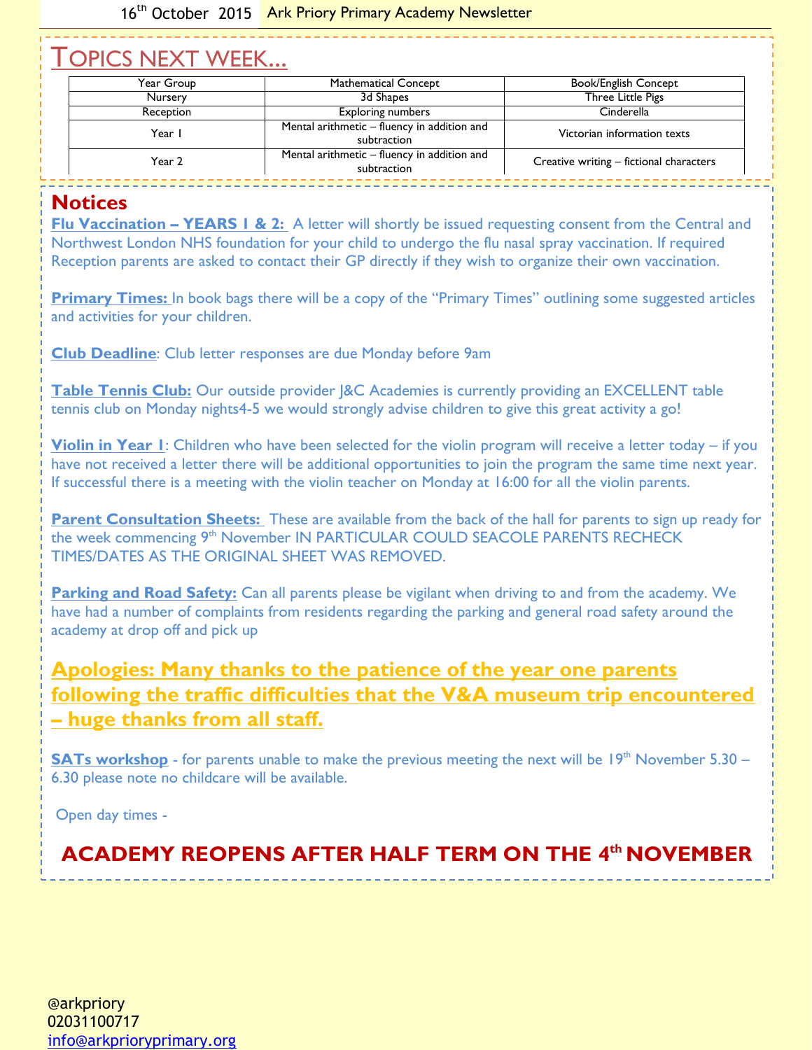16th October 2015 Ark Priory Primary Academy Newsletter

# Topics next week...

| Year Group | Mathematical Concept | Book/English Concept |
|---|---|---|
| Nursery | 3d Shapes | Three Little Pigs |
| Reception | Exploring numbers | Cinderella |
| Year 1 | Mental arithmetic – fluency in addition and subtraction | Victorian information texts |
| Year 2 | Mental arithmetic – fluency in addition and subtraction | Creative writing – fictional characters |

## Notices

**Flu Vaccination – YEARS 1 & 2:** A letter will shortly be issued requesting consent from the Central and Northwest London NHS foundation for your child to undergo the flu nasal spray vaccination. If required Reception parents are asked to contact their GP directly if they wish to organize their own vaccination.

**Primary Times:** In book bags there will be a copy of the "Primary Times" outlining some suggested articles and activities for your children.

**Club Deadline**: Club letter responses are due Monday before 9am

**Table Tennis Club:** Our outside provider J&C Academies is currently providing an EXCELLENT table tennis club on Monday nights4-5 we would strongly advise children to give this great activity a go!

**Violin in Year 1**: Children who have been selected for the violin program will receive a letter today – if you have not received a letter there will be additional opportunities to join the program the same time next year. If successful there is a meeting with the violin teacher on Monday at 16:00 for all the violin parents.

**Parent Consultation Sheets:** These are available from the back of the hall for parents to sign up ready for the week commencing 9th November IN PARTICULAR COULD SEACOLE PARENTS RECHECK TIMES/DATES AS THE ORIGINAL SHEET WAS REMOVED.

**Parking and Road Safety:** Can all parents please be vigilant when driving to and from the academy. We have had a number of complaints from residents regarding the parking and general road safety around the academy at drop off and pick up

**Apologies: Many thanks to the patience of the year one parents following the traffic difficulties that the V&A museum trip encountered – huge thanks from all staff.**

**SATs workshop** - for parents unable to make the previous meeting the next will be 19th November 5.30 – 6.30 please note no childcare will be available.

Open day times -

**ACADEMY REOPENS AFTER HALF TERM ON THE 4th NOVEMBER**

@arkpriory
02031100717
info@arkprioryprimary.org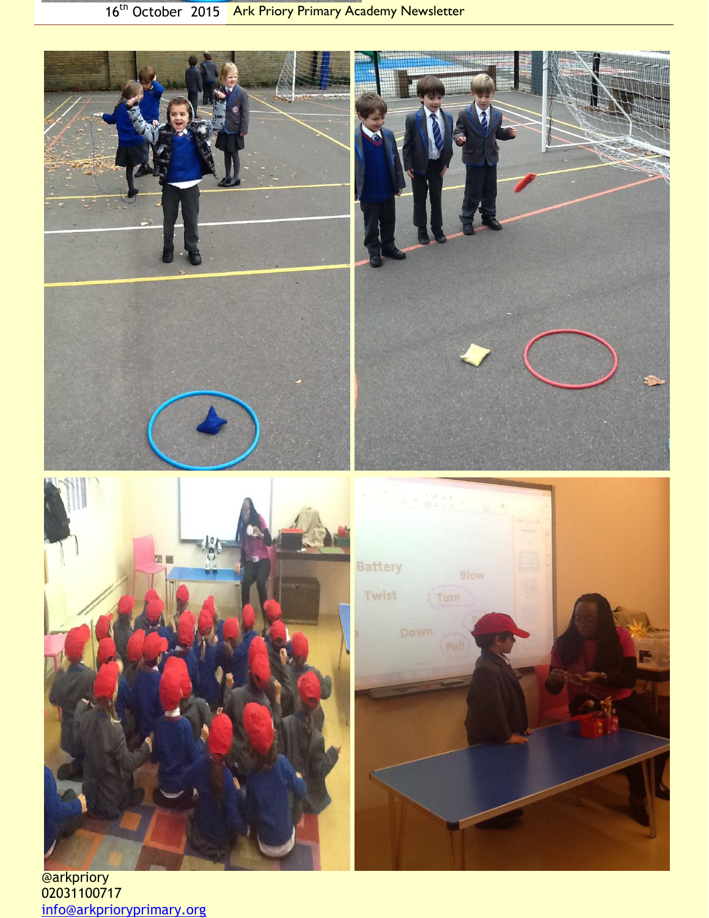@arkpriory
02031100717
info@arkprioryprimary.org